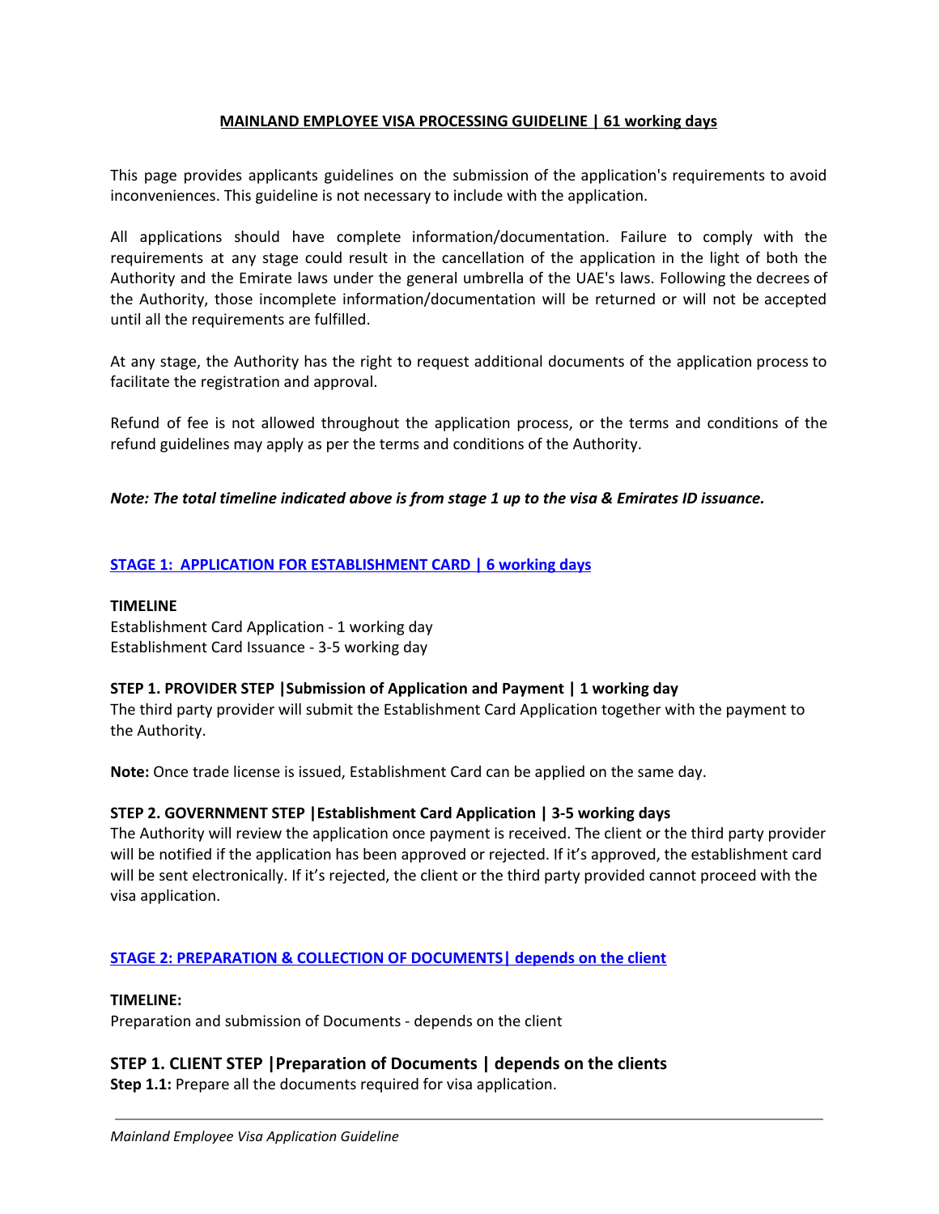# MAINLAND EMPLOYEE VISA PROCESSING GUIDELINE | 61 working days

This page provides applicants guidelines on the submission of the application's requirements to avoid inconveniences. This guideline is not necessary to include with the application.

All applications should have complete information/documentation. Failure to comply with the requirements at any stage could result in the cancellation of the application in the light of both the Authority and the Emirate laws under the general umbrella of the UAE's laws. Following the decrees of the Authority, those incomplete information/documentation will be returned or will not be accepted until all the requirements are fulfilled.

At any stage, the Authority has the right to request additional documents of the application process to facilitate the registration and approval.

Refund of fee is not allowed throughout the application process, or the terms and conditions of the refund guidelines may apply as per the terms and conditions of the Authority.

***Note: The total timeline indicated above is from stage 1 up to the visa & Emirates ID issuance.***

## STAGE 1: APPLICATION FOR ESTABLISHMENT CARD | 6 working days

**TIMELINE**

Establishment Card Application - 1 working day
Establishment Card Issuance - 3-5 working day

**STEP 1. PROVIDER STEP |Submission of Application and Payment | 1 working day**

The third party provider will submit the Establishment Card Application together with the payment to the Authority.

**Note:** Once trade license is issued, Establishment Card can be applied on the same day.

**STEP 2. GOVERNMENT STEP |Establishment Card Application | 3-5 working days**

The Authority will review the application once payment is received. The client or the third party provider will be notified if the application has been approved or rejected. If it's approved, the establishment card will be sent electronically. If it's rejected, the client or the third party provided cannot proceed with the visa application.

## STAGE 2: PREPARATION & COLLECTION OF DOCUMENTS| depends on the client

**TIMELINE:**

Preparation and submission of Documents - depends on the client

### STEP 1. CLIENT STEP |Preparation of Documents | depends on the clients

**Step 1.1:** Prepare all the documents required for visa application.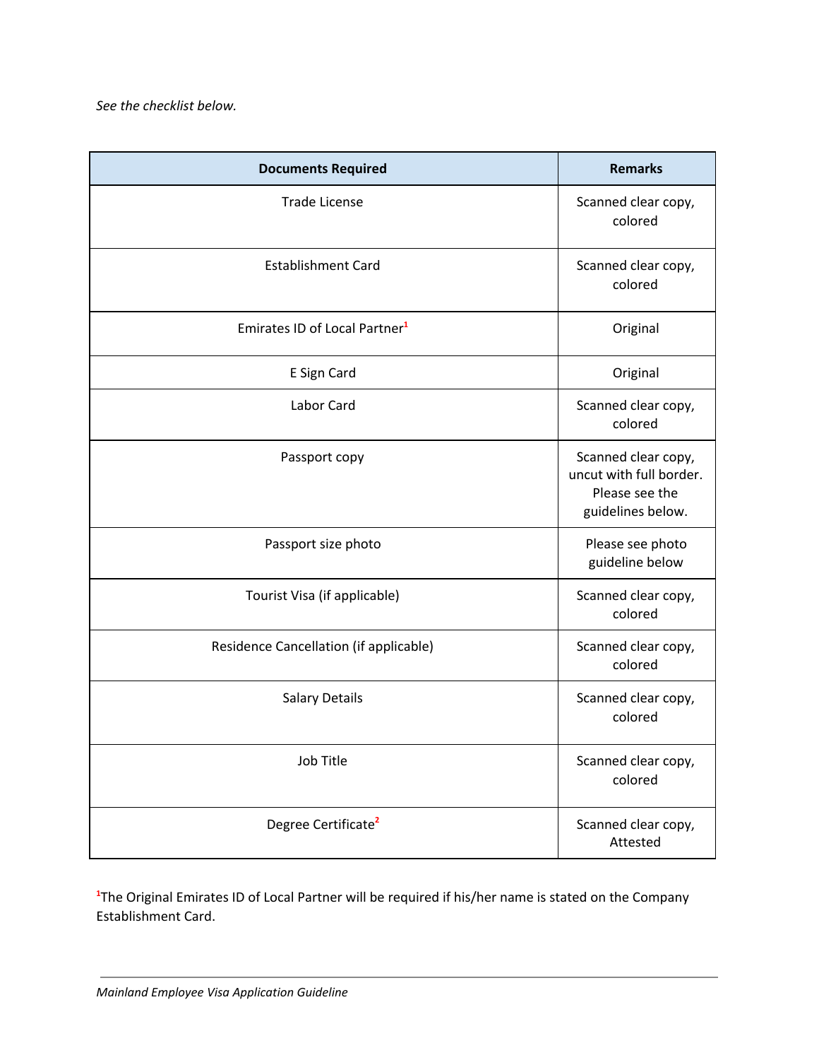*See the checklist below.*

| Documents Required | Remarks |
| --- | --- |
| Trade License | Scanned clear copy, colored |
| Establishment Card | Scanned clear copy, colored |
| Emirates ID of Local Partner[1] | Original |
| E Sign Card | Original |
| Labor Card | Scanned clear copy, colored |
| Passport copy | Scanned clear copy, uncut with full border. Please see the guidelines below. |
| Passport size photo | Please see photo guideline below |
| Tourist Visa (if applicable) | Scanned clear copy, colored |
| Residence Cancellation (if applicable) | Scanned clear copy, colored |
| Salary Details | Scanned clear copy, colored |
| Job Title | Scanned clear copy, colored |
| Degree Certificate[2] | Scanned clear copy, Attested |

[1]The Original Emirates ID of Local Partner will be required if his/her name is stated on the Company Establishment Card.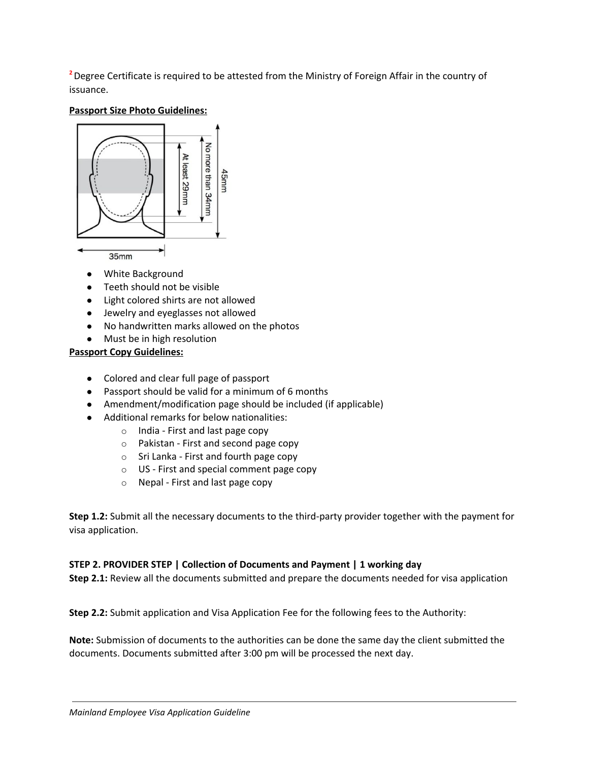[2] Degree Certificate is required to be attested from the Ministry of Foreign Affair in the country of issuance.

**Passport Size Photo Guidelines:**

- White Background
- Teeth should not be visible
- Light colored shirts are not allowed
- Jewelry and eyeglasses not allowed
- No handwritten marks allowed on the photos
- Must be in high resolution

**Passport Copy Guidelines:**

- Colored and clear full page of passport
- Passport should be valid for a minimum of 6 months
- Amendment/modification page should be included (if applicable)
- Additional remarks for below nationalities:
  - India - First and last page copy
  - Pakistan - First and second page copy
  - Sri Lanka - First and fourth page copy
  - US - First and special comment page copy
  - Nepal - First and last page copy

**Step 1.2:** Submit all the necessary documents to the third-party provider together with the payment for visa application.

**STEP 2. PROVIDER STEP | Collection of Documents and Payment | 1 working day**

**Step 2.1:** Review all the documents submitted and prepare the documents needed for visa application

**Step 2.2:** Submit application and Visa Application Fee for the following fees to the Authority:

**Note:** Submission of documents to the authorities can be done the same day the client submitted the documents. Documents submitted after 3:00 pm will be processed the next day.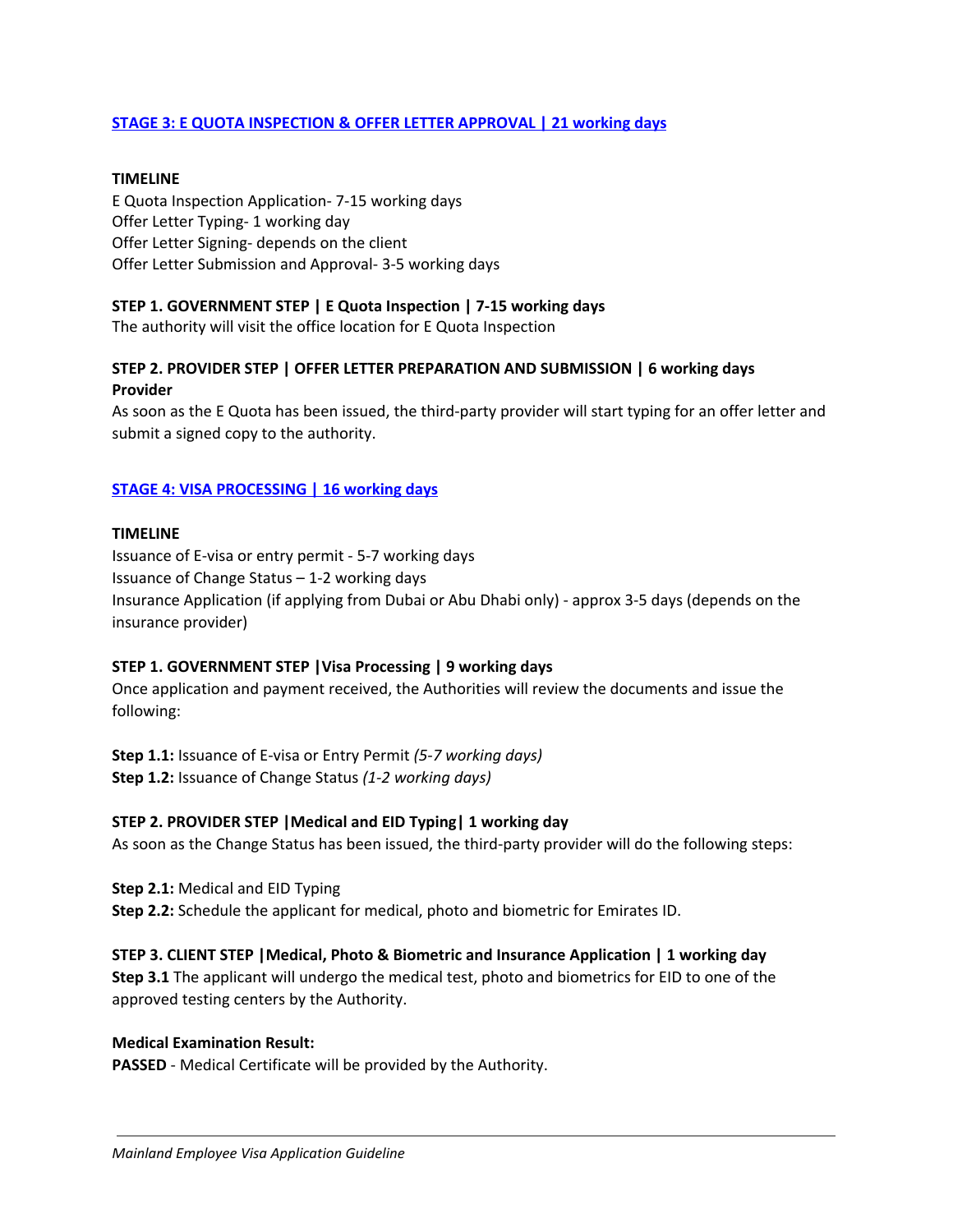## STAGE 3: E QUOTA INSPECTION & OFFER LETTER APPROVAL | 21 working days

**TIMELINE**

E Quota Inspection Application- 7-15 working days
Offer Letter Typing- 1 working day
Offer Letter Signing- depends on the client
Offer Letter Submission and Approval- 3-5 working days

**STEP 1. GOVERNMENT STEP | E Quota Inspection | 7-15 working days**

The authority will visit the office location for E Quota Inspection

**STEP 2. PROVIDER STEP | OFFER LETTER PREPARATION AND SUBMISSION | 6 working days Provider**

As soon as the E Quota has been issued, the third-party provider will start typing for an offer letter and submit a signed copy to the authority.

## STAGE 4: VISA PROCESSING | 16 working days

**TIMELINE**

Issuance of E-visa or entry permit - 5-7 working days
Issuance of Change Status – 1-2 working days
Insurance Application (if applying from Dubai or Abu Dhabi only) - approx 3-5 days (depends on the insurance provider)

**STEP 1. GOVERNMENT STEP |Visa Processing | 9 working days**

Once application and payment received, the Authorities will review the documents and issue the following:

**Step 1.1:** Issuance of E-visa or Entry Permit *(5-7 working days)*
**Step 1.2:** Issuance of Change Status *(1-2 working days)*

**STEP 2. PROVIDER STEP |Medical and EID Typing| 1 working day**

As soon as the Change Status has been issued, the third-party provider will do the following steps:

**Step 2.1:** Medical and EID Typing
**Step 2.2:** Schedule the applicant for medical, photo and biometric for Emirates ID.

**STEP 3. CLIENT STEP |Medical, Photo & Biometric and Insurance Application | 1 working day**

**Step 3.1** The applicant will undergo the medical test, photo and biometrics for EID to one of the approved testing centers by the Authority.

**Medical Examination Result:**

**PASSED** - Medical Certificate will be provided by the Authority.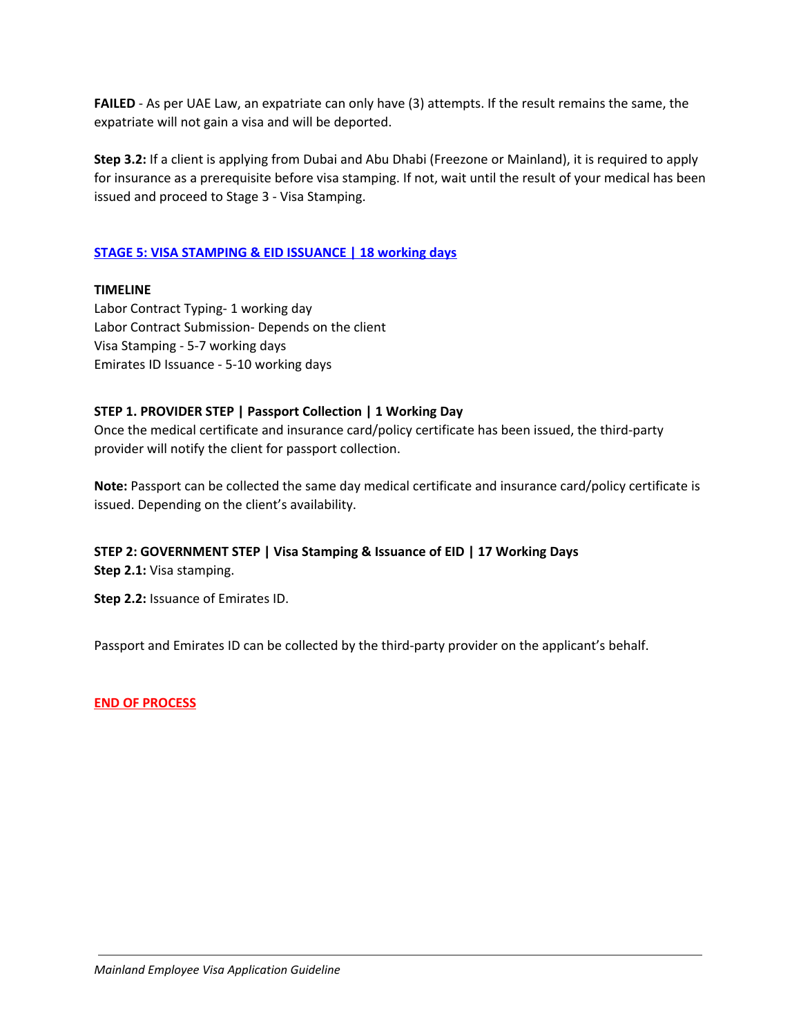**FAILED** - As per UAE Law, an expatriate can only have (3) attempts. If the result remains the same, the expatriate will not gain a visa and will be deported.

**Step 3.2:** If a client is applying from Dubai and Abu Dhabi (Freezone or Mainland), it is required to apply for insurance as a prerequisite before visa stamping. If not, wait until the result of your medical has been issued and proceed to Stage 3 - Visa Stamping.

## STAGE 5: VISA STAMPING & EID ISSUANCE | 18 working days

**TIMELINE**

Labor Contract Typing- 1 working day
Labor Contract Submission- Depends on the client
Visa Stamping - 5-7 working days
Emirates ID Issuance - 5-10 working days

**STEP 1. PROVIDER STEP | Passport Collection | 1 Working Day**

Once the medical certificate and insurance card/policy certificate has been issued, the third-party provider will notify the client for passport collection.

**Note:** Passport can be collected the same day medical certificate and insurance card/policy certificate is issued. Depending on the client's availability.

**STEP 2: GOVERNMENT STEP | Visa Stamping & Issuance of EID | 17 Working Days**

**Step 2.1:** Visa stamping.

**Step 2.2:** Issuance of Emirates ID.

Passport and Emirates ID can be collected by the third-party provider on the applicant's behalf.

**END OF PROCESS**